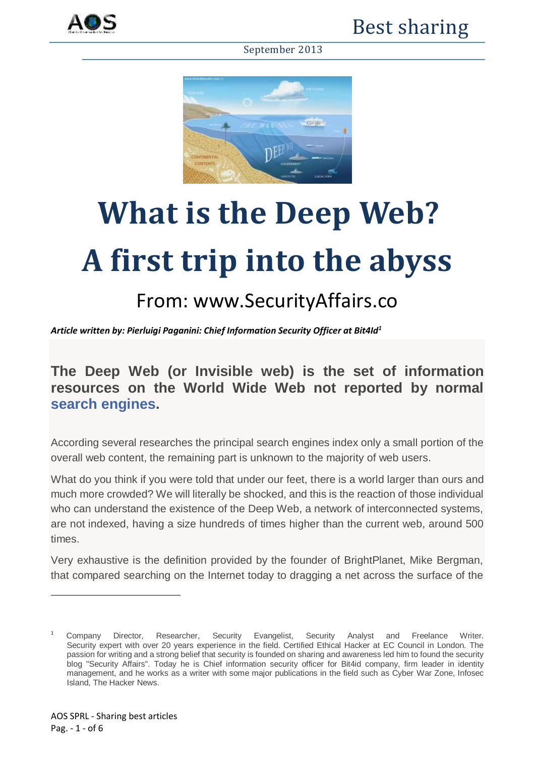# What is the Deep Web?

# A first trip into the abyss

## From: www.SecurityAffairs.co

***Article written by: Pierluigi Paganini: Chief Information Security Officer at Bit4Id[1]***

**The Deep Web (or Invisible web) is the set of information resources on the World Wide Web not reported by normal search engines.**

According several researches the principal search engines index only a small portion of the overall web content, the remaining part is unknown to the majority of web users.

What do you think if you were told that under our feet, there is a world larger than ours and much more crowded? We will literally be shocked, and this is the reaction of those individual who can understand the existence of the Deep Web, a network of interconnected systems, are not indexed, having a size hundreds of times higher than the current web, around 500 times.

Very exhaustive is the definition provided by the founder of BrightPlanet, Mike Bergman, that compared searching on the Internet today to dragging a net across the surface of the

---

[1] Company Director, Researcher, Security Evangelist, Security Analyst and Freelance Writer. Security expert with over 20 years experience in the field. Certified Ethical Hacker at EC Council in London. The passion for writing and a strong belief that security is founded on sharing and awareness led him to found the security blog "Security Affairs". Today he is Chief information security officer for Bit4id company, firm leader in identity management, and he works as a writer with some major publications in the field such as Cyber War Zone, Infosec Island, The Hacker News.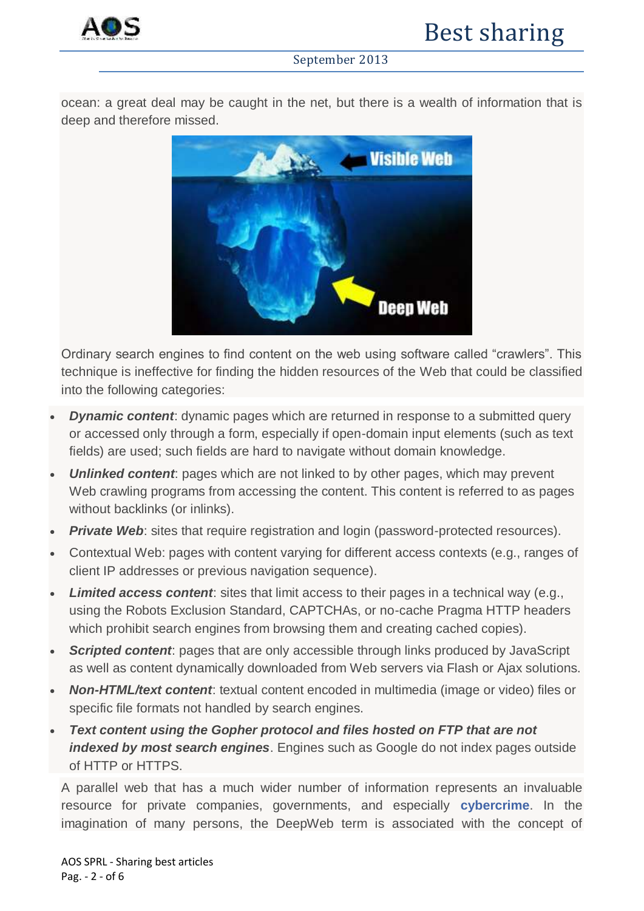ocean: a great deal may be caught in the net, but there is a wealth of information that is deep and therefore missed.

Ordinary search engines to find content on the web using software called "crawlers". This technique is ineffective for finding the hidden resources of the Web that could be classified into the following categories:

- ***Dynamic content***: dynamic pages which are returned in response to a submitted query or accessed only through a form, especially if open-domain input elements (such as text fields) are used; such fields are hard to navigate without domain knowledge.
- ***Unlinked content***: pages which are not linked to by other pages, which may prevent Web crawling programs from accessing the content. This content is referred to as pages without backlinks (or inlinks).
- ***Private Web***: sites that require registration and login (password-protected resources).
- Contextual Web: pages with content varying for different access contexts (e.g., ranges of client IP addresses or previous navigation sequence).
- ***Limited access content***: sites that limit access to their pages in a technical way (e.g., using the Robots Exclusion Standard, CAPTCHAs, or no-cache Pragma HTTP headers which prohibit search engines from browsing them and creating cached copies).
- ***Scripted content***: pages that are only accessible through links produced by JavaScript as well as content dynamically downloaded from Web servers via Flash or Ajax solutions.
- ***Non-HTML/text content***: textual content encoded in multimedia (image or video) files or specific file formats not handled by search engines.
- ***Text content using the Gopher protocol and files hosted on FTP that are not indexed by most search engines***. Engines such as Google do not index pages outside of HTTP or HTTPS.

A parallel web that has a much wider number of information represents an invaluable resource for private companies, governments, and especially **cybercrime**. In the imagination of many persons, the DeepWeb term is associated with the concept of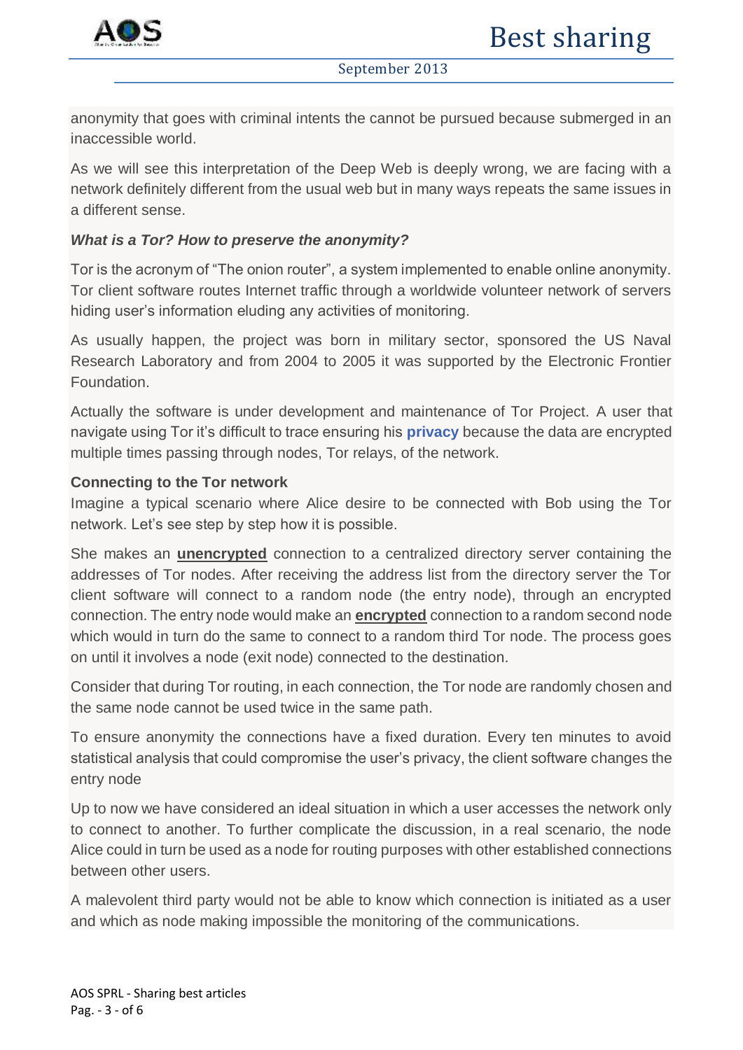anonymity that goes with criminal intents the cannot be pursued because submerged in an inaccessible world.

As we will see this interpretation of the Deep Web is deeply wrong, we are facing with a network definitely different from the usual web but in many ways repeats the same issues in a different sense.

***What is a Tor? How to preserve the anonymity?***

Tor is the acronym of "The onion router", a system implemented to enable online anonymity. Tor client software routes Internet traffic through a worldwide volunteer network of servers hiding user's information eluding any activities of monitoring.

As usually happen, the project was born in military sector, sponsored the US Naval Research Laboratory and from 2004 to 2005 it was supported by the Electronic Frontier Foundation.

Actually the software is under development and maintenance of Tor Project. A user that navigate using Tor it's difficult to trace ensuring his **privacy** because the data are encrypted multiple times passing through nodes, Tor relays, of the network.

**Connecting to the Tor network**

Imagine a typical scenario where Alice desire to be connected with Bob using the Tor network. Let's see step by step how it is possible.

She makes an **unencrypted** connection to a centralized directory server containing the addresses of Tor nodes. After receiving the address list from the directory server the Tor client software will connect to a random node (the entry node), through an encrypted connection. The entry node would make an **encrypted** connection to a random second node which would in turn do the same to connect to a random third Tor node. The process goes on until it involves a node (exit node) connected to the destination.

Consider that during Tor routing, in each connection, the Tor node are randomly chosen and the same node cannot be used twice in the same path.

To ensure anonymity the connections have a fixed duration. Every ten minutes to avoid statistical analysis that could compromise the user's privacy, the client software changes the entry node

Up to now we have considered an ideal situation in which a user accesses the network only to connect to another. To further complicate the discussion, in a real scenario, the node Alice could in turn be used as a node for routing purposes with other established connections between other users.

A malevolent third party would not be able to know which connection is initiated as a user and which as node making impossible the monitoring of the communications.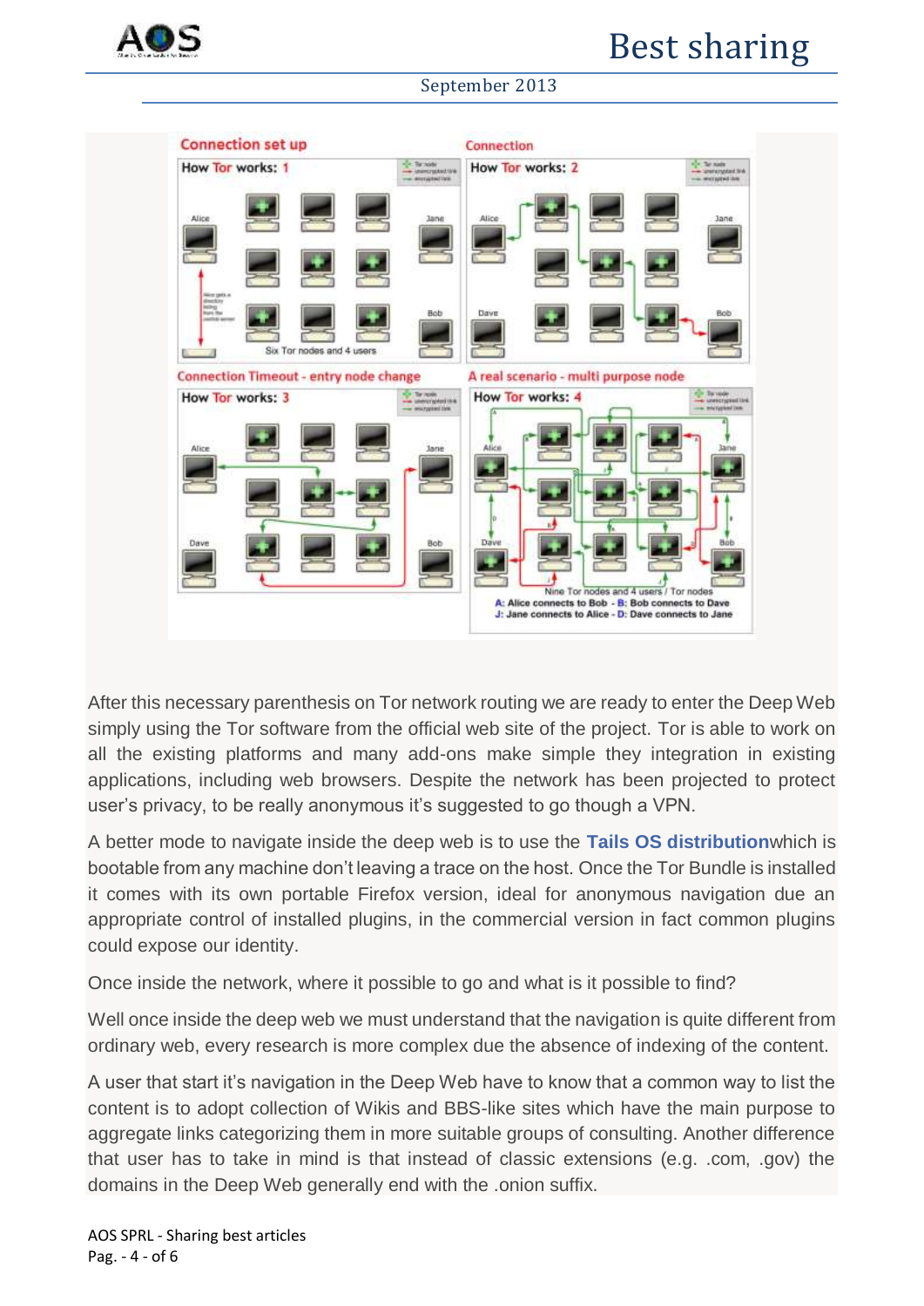After this necessary parenthesis on Tor network routing we are ready to enter the Deep Web simply using the Tor software from the official web site of the project. Tor is able to work on all the existing platforms and many add-ons make simple they integration in existing applications, including web browsers. Despite the network has been projected to protect user's privacy, to be really anonymous it's suggested to go though a VPN.

A better mode to navigate inside the deep web is to use the **Tails OS distribution**which is bootable from any machine don't leaving a trace on the host. Once the Tor Bundle is installed it comes with its own portable Firefox version, ideal for anonymous navigation due an appropriate control of installed plugins, in the commercial version in fact common plugins could expose our identity.

Once inside the network, where it possible to go and what is it possible to find?

Well once inside the deep web we must understand that the navigation is quite different from ordinary web, every research is more complex due the absence of indexing of the content.

A user that start it's navigation in the Deep Web have to know that a common way to list the content is to adopt collection of Wikis and BBS-like sites which have the main purpose to aggregate links categorizing them in more suitable groups of consulting. Another difference that user has to take in mind is that instead of classic extensions (e.g. .com, .gov) the domains in the Deep Web generally end with the .onion suffix.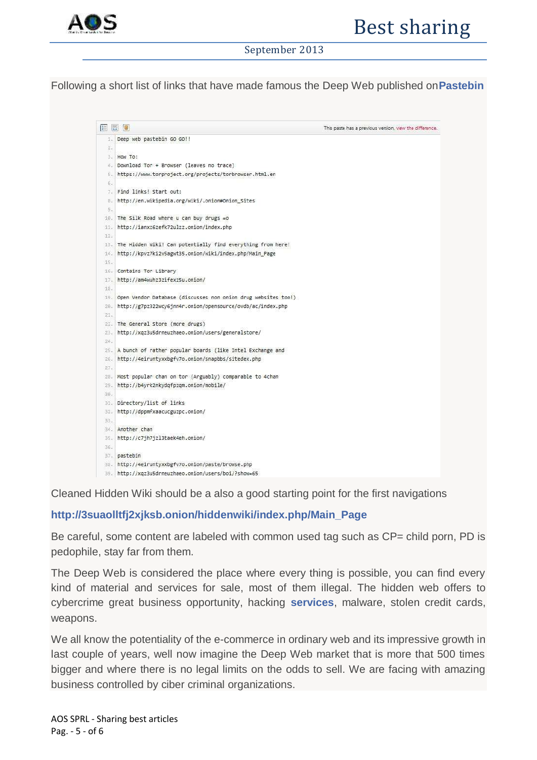Following a short list of links that have made famous the Deep Web published on **Pastebin**

```
This paste has a previous version, view the difference.

1.  Deep web pastebin GO GO!!
2.
3.  How To:
4.  Download Tor + Browser (leaves no trace)
5.  https://www.torproject.org/projects/torbrowser.html.en
6.
7.  Find links! Start out:
8.  http://en.wikipedia.org/wiki/.onion#Onion_Sites
9.
10. The Silk Road where u can buy drugs =o
11. http://ianxz6zefk72ulzz.onion/index.php
12.
13. The Hidden Wiki! Can potentially find everything from here!
14. http://kpvz7ki2v5agwt35.onion/wiki/index.php/Main_Page
15.
16. Contains Tor Library
17. http://am4wuhz3zifexz5u.onion/
18.
19. Open Vendor Database (discusses non onion drug websites too!)
20. http://g7pz322wcy6jnn4r.onion/opensource/ovdb/ac/index.php
21.
22. The General Store (more drugs)
23. http://xqz3u5drneuzhaeo.onion/users/generalstore/
24.
25. A bunch of rather popular boards (like Intel Exchange and
26. http://4eiruntyxxbgfv7o.onion/snapbbs/sitedex.php
27.
28. Most popular chan on tor (Arguably) comparable to 4chan
29. http://b4yrk2nkydqfpzqm.onion/mobile/
30.
31. Directory/list of links
32. http://dppmfxaacucguzpc.onion/
33.
34. Another chan
35. http://c7jh7jzl3taek4eh.onion/
36.
37. pastebin
38. http://4eiruntyxxbgfv7o.onion/paste/browse.php
39. http://xqz3u5drneuzhaeo.onion/users/boi/?show=65
```

Cleaned Hidden Wiki should be a also a good starting point for the first navigations

**http://3suaolltfj2xjksb.onion/hiddenwiki/index.php/Main_Page**

Be careful, some content are labeled with common used tag such as CP= child porn, PD is pedophile, stay far from them.

The Deep Web is considered the place where every thing is possible, you can find every kind of material and services for sale, most of them illegal. The hidden web offers to cybercrime great business opportunity, hacking **services**, malware, stolen credit cards, weapons.

We all know the potentiality of the e-commerce in ordinary web and its impressive growth in last couple of years, well now imagine the Deep Web market that is more that 500 times bigger and where there is no legal limits on the odds to sell. We are facing with amazing business controlled by ciber criminal organizations.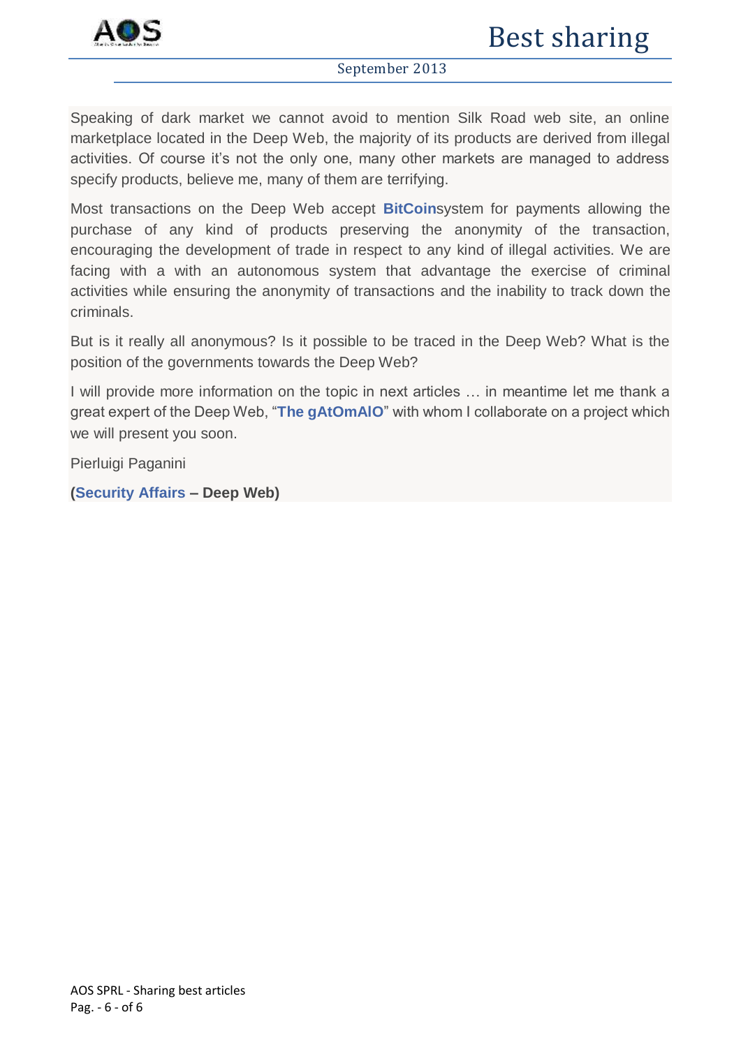Speaking of dark market we cannot avoid to mention Silk Road web site, an online marketplace located in the Deep Web, the majority of its products are derived from illegal activities. Of course it's not the only one, many other markets are managed to address specify products, believe me, many of them are terrifying.

Most transactions on the Deep Web accept **BitCoin**system for payments allowing the purchase of any kind of products preserving the anonymity of the transaction, encouraging the development of trade in respect to any kind of illegal activities. We are facing with a with an autonomous system that advantage the exercise of criminal activities while ensuring the anonymity of transactions and the inability to track down the criminals.

But is it really all anonymous? Is it possible to be traced in the Deep Web? What is the position of the governments towards the Deep Web?

I will provide more information on the topic in next articles … in meantime let me thank a great expert of the Deep Web, "**The gAtOmAlO**" with whom I collaborate on a project which we will present you soon.

Pierluigi Paganini

**(Security Affairs – Deep Web)**